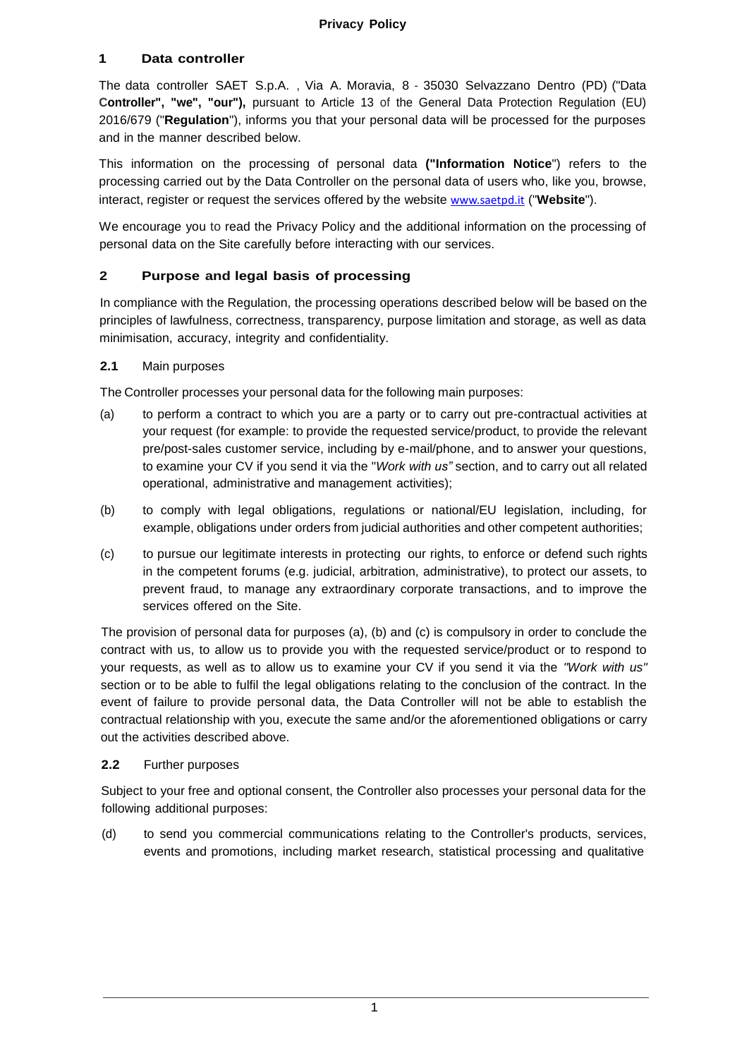# Privacy Policy

## 1 Data controller

The data controller SAET S.p.A. , Via A. Moravia, 8 - 35030 Selvazzano Dentro (PD) ("Data **Controller", "we", "our"),** pursuant to Article 13 of the General Data Protection Regulation (EU) 2016/679 ("**Regulation**"), informs you that your personal data will be processed for the purposes and in the manner described below.

This information on the processing of personal data **("Information Notice**") refers to the processing carried out by the Data Controller on the personal data of users who, like you, browse, interact, register or request the services offered by the website www.saetpd.it ("**Website**").

We encourage you to read the Privacy Policy and the additional information on the processing of personal data on the Site carefully before interacting with our services.

## 2 Purpose and legal basis of processing

In compliance with the Regulation, the processing operations described below will be based on the principles of lawfulness, correctness, transparency, purpose limitation and storage, as well as data minimisation, accuracy, integrity and confidentiality.

### 2.1 Main purposes

The Controller processes your personal data for the following main purposes:

(a) to perform a contract to which you are a party or to carry out pre-contractual activities at your request (for example: to provide the requested service/product, to provide the relevant pre/post-sales customer service, including by e-mail/phone, and to answer your questions, to examine your CV if you send it via the "*Work with us"* section, and to carry out all related operational, administrative and management activities);

(b) to comply with legal obligations, regulations or national/EU legislation, including, for example, obligations under orders from judicial authorities and other competent authorities;

(c) to pursue our legitimate interests in protecting our rights, to enforce or defend such rights in the competent forums (e.g. judicial, arbitration, administrative), to protect our assets, to prevent fraud, to manage any extraordinary corporate transactions, and to improve the services offered on the Site.

The provision of personal data for purposes (a), (b) and (c) is compulsory in order to conclude the contract with us, to allow us to provide you with the requested service/product or to respond to your requests, as well as to allow us to examine your CV if you send it via the *"Work with us"* section or to be able to fulfil the legal obligations relating to the conclusion of the contract. In the event of failure to provide personal data, the Data Controller will not be able to establish the contractual relationship with you, execute the same and/or the aforementioned obligations or carry out the activities described above.

### 2.2 Further purposes

Subject to your free and optional consent, the Controller also processes your personal data for the following additional purposes:

(d) to send you commercial communications relating to the Controller's products, services, events and promotions, including market research, statistical processing and qualitative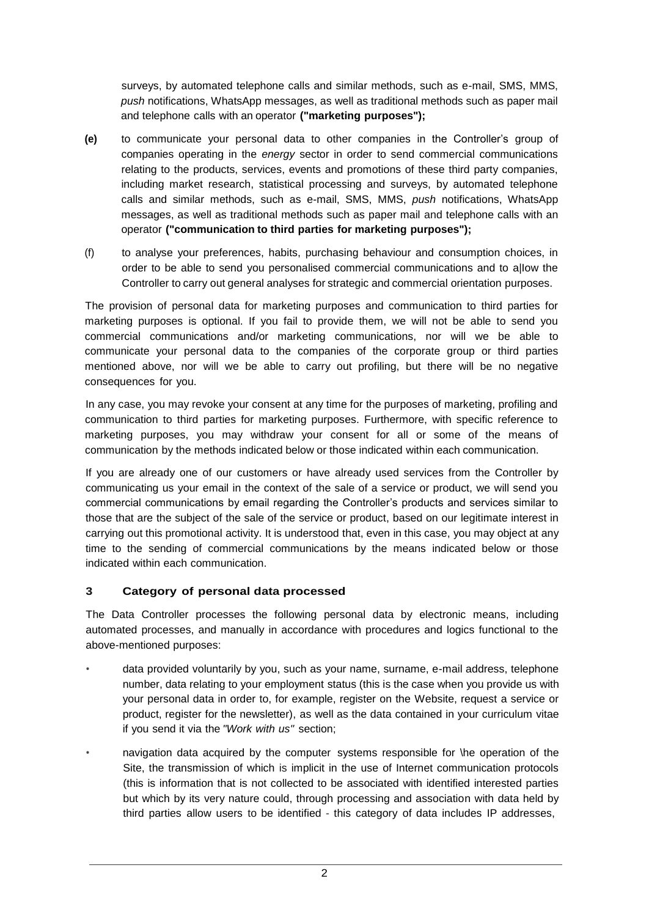surveys, by automated telephone calls and similar methods, such as e-mail, SMS, MMS, *push* notifications, WhatsApp messages, as well as traditional methods such as paper mail and telephone calls with an operator **("marketing purposes");**

**(e)** to communicate your personal data to other companies in the Controller's group of companies operating in the *energy* sector in order to send commercial communications relating to the products, services, events and promotions of these third party companies, including market research, statistical processing and surveys, by automated telephone calls and similar methods, such as e-mail, SMS, MMS, *push* notifications, WhatsApp messages, as well as traditional methods such as paper mail and telephone calls with an operator **("communication to third parties for marketing purposes");**

(f) to analyse your preferences, habits, purchasing behaviour and consumption choices, in order to be able to send you personalised commercial communications and to a|low the Controller to carry out general analyses for strategic and commercial orientation purposes.

The provision of personal data for marketing purposes and communication to third parties for marketing purposes is optional. If you fail to provide them, we will not be able to send you commercial communications and/or marketing communications, nor will we be able to communicate your personal data to the companies of the corporate group or third parties mentioned above, nor will we be able to carry out profiling, but there will be no negative consequences for you.

In any case, you may revoke your consent at any time for the purposes of marketing, profiling and communication to third parties for marketing purposes. Furthermore, with specific reference to marketing purposes, you may withdraw your consent for all or some of the means of communication by the methods indicated below or those indicated within each communication.

If you are already one of our customers or have already used services from the Controller by communicating us your email in the context of the sale of a service or product, we will send you commercial communications by email regarding the Controller's products and services similar to those that are the subject of the sale of the service or product, based on our legitimate interest in carrying out this promotional activity. It is understood that, even in this case, you may object at any time to the sending of commercial communications by the means indicated below or those indicated within each communication.

## 3 Category of personal data processed

The Data Controller processes the following personal data by electronic means, including automated processes, and manually in accordance with procedures and logics functional to the above-mentioned purposes:

- data provided voluntarily by you, such as your name, surname, e-mail address, telephone number, data relating to your employment status (this is the case when you provide us with your personal data in order to, for example, register on the Website, request a service or product, register for the newsletter), as well as the data contained in your curriculum vitae if you send it via the *"Work with us"* section;
- navigation data acquired by the computer systems responsible for \he operation of the Site, the transmission of which is implicit in the use of Internet communication protocols (this is information that is not collected to be associated with identified interested parties but which by its very nature could, through processing and association with data held by third parties allow users to be identified - this category of data includes IP addresses,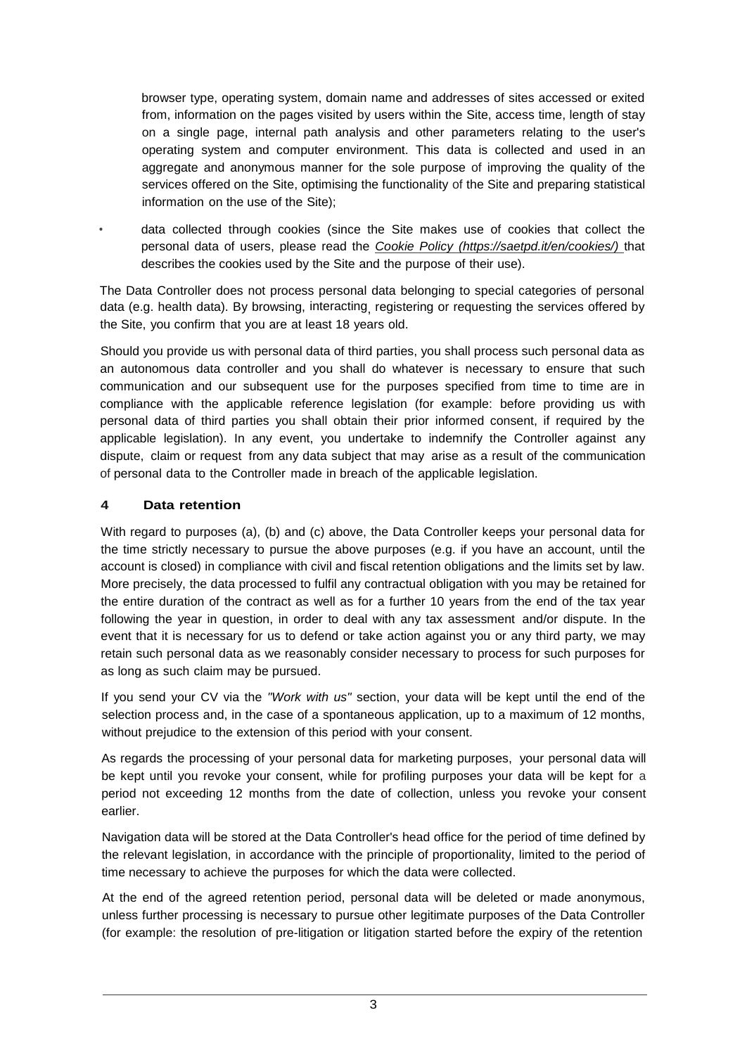browser type, operating system, domain name and addresses of sites accessed or exited from, information on the pages visited by users within the Site, access time, length of stay on a single page, internal path analysis and other parameters relating to the user's operating system and computer environment. This data is collected and used in an aggregate and anonymous manner for the sole purpose of improving the quality of the services offered on the Site, optimising the functionality of the Site and preparing statistical information on the use of the Site);

- data collected through cookies (since the Site makes use of cookies that collect the personal data of users, please read the *Cookie Policy (https://saetpd.it/en/cookies/)* that describes the cookies used by the Site and the purpose of their use).

The Data Controller does not process personal data belonging to special categories of personal data (e.g. health data). By browsing, interacting, registering or requesting the services offered by the Site, you confirm that you are at least 18 years old.

Should you provide us with personal data of third parties, you shall process such personal data as an autonomous data controller and you shall do whatever is necessary to ensure that such communication and our subsequent use for the purposes specified from time to time are in compliance with the applicable reference legislation (for example: before providing us with personal data of third parties you shall obtain their prior informed consent, if required by the applicable legislation). In any event, you undertake to indemnify the Controller against any dispute, claim or request from any data subject that may arise as a result of the communication of personal data to the Controller made in breach of the applicable legislation.

## 4 Data retention

With regard to purposes (a), (b) and (c) above, the Data Controller keeps your personal data for the time strictly necessary to pursue the above purposes (e.g. if you have an account, until the account is closed) in compliance with civil and fiscal retention obligations and the limits set by law. More precisely, the data processed to fulfil any contractual obligation with you may be retained for the entire duration of the contract as well as for a further 10 years from the end of the tax year following the year in question, in order to deal with any tax assessment and/or dispute. In the event that it is necessary for us to defend or take action against you or any third party, we may retain such personal data as we reasonably consider necessary to process for such purposes for as long as such claim may be pursued.

If you send your CV via the *"Work with us"* section, your data will be kept until the end of the selection process and, in the case of a spontaneous application, up to a maximum of 12 months, without prejudice to the extension of this period with your consent.

As regards the processing of your personal data for marketing purposes, your personal data will be kept until you revoke your consent, while for profiling purposes your data will be kept for a period not exceeding 12 months from the date of collection, unless you revoke your consent earlier.

Navigation data will be stored at the Data Controller's head office for the period of time defined by the relevant legislation, in accordance with the principle of proportionality, limited to the period of time necessary to achieve the purposes for which the data were collected.

At the end of the agreed retention period, personal data will be deleted or made anonymous, unless further processing is necessary to pursue other legitimate purposes of the Data Controller (for example: the resolution of pre-litigation or litigation started before the expiry of the retention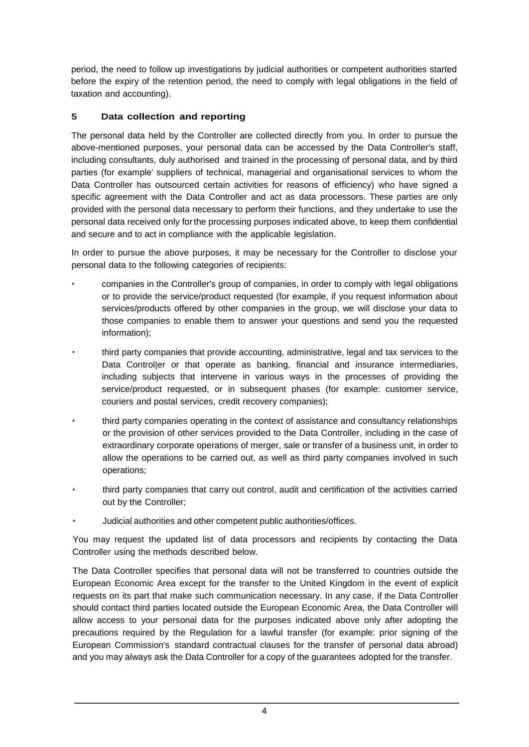period, the need to follow up investigations by judicial authorities or competent authorities started before the expiry of the retention period, the need to comply with legal obligations in the field of taxation and accounting).

## 5 Data collection and reporting

The personal data held by the Controller are collected directly from you. In order to pursue the above-mentioned purposes, your personal data can be accessed by the Data Controller's staff, including consultants, duly authorised and trained in the processing of personal data, and by third parties (for example' suppliers of technical, managerial and organisational services to whom the Data Controller has outsourced certain activities for reasons of efficiency) who have signed a specific agreement with the Data Controller and act as data processors. These parties are only provided with the personal data necessary to perform their functions, and they undertake to use the personal data received only for the processing purposes indicated above, to keep them confidential and secure and to act in compliance with the applicable legislation.

In order to pursue the above purposes, it may be necessary for the Controller to disclose your personal data to the following categories of recipients:

- companies in the Controller's group of companies, in order to comply with legal obligations or to provide the service/product requested (for example, if you request information about services/products offered by other companies in the group, we will disclose your data to those companies to enable them to answer your questions and send you the requested information);
- third party companies that provide accounting, administrative, legal and tax services to the Data Controller or that operate as banking, financial and insurance intermediaries, including subjects that intervene in various ways in the processes of providing the service/product requested, or in subsequent phases (for example: customer service, couriers and postal services, credit recovery companies);
- third party companies operating in the context of assistance and consultancy relationships or the provision of other services provided to the Data Controller, including in the case of extraordinary corporate operations of merger, sale or transfer of a business unit, in order to allow the operations to be carried out, as well as third party companies involved in such operations;
- third party companies that carry out control, audit and certification of the activities carried out by the Controller;
- Judicial authorities and other competent public authorities/offices.

You may request the updated list of data processors and recipients by contacting the Data Controller using the methods described below.

The Data Controller specifies that personal data will not be transferred to countries outside the European Economic Area except for the transfer to the United Kingdom in the event of explicit requests on its part that make such communication necessary. In any case, if the Data Controller should contact third parties located outside the European Economic Area, the Data Controller will allow access to your personal data for the purposes indicated above only after adopting the precautions required by the Regulation for a lawful transfer (for example: prior signing of the European Commission's standard contractual clauses for the transfer of personal data abroad) and you may always ask the Data Controller for a copy of the guarantees adopted for the transfer.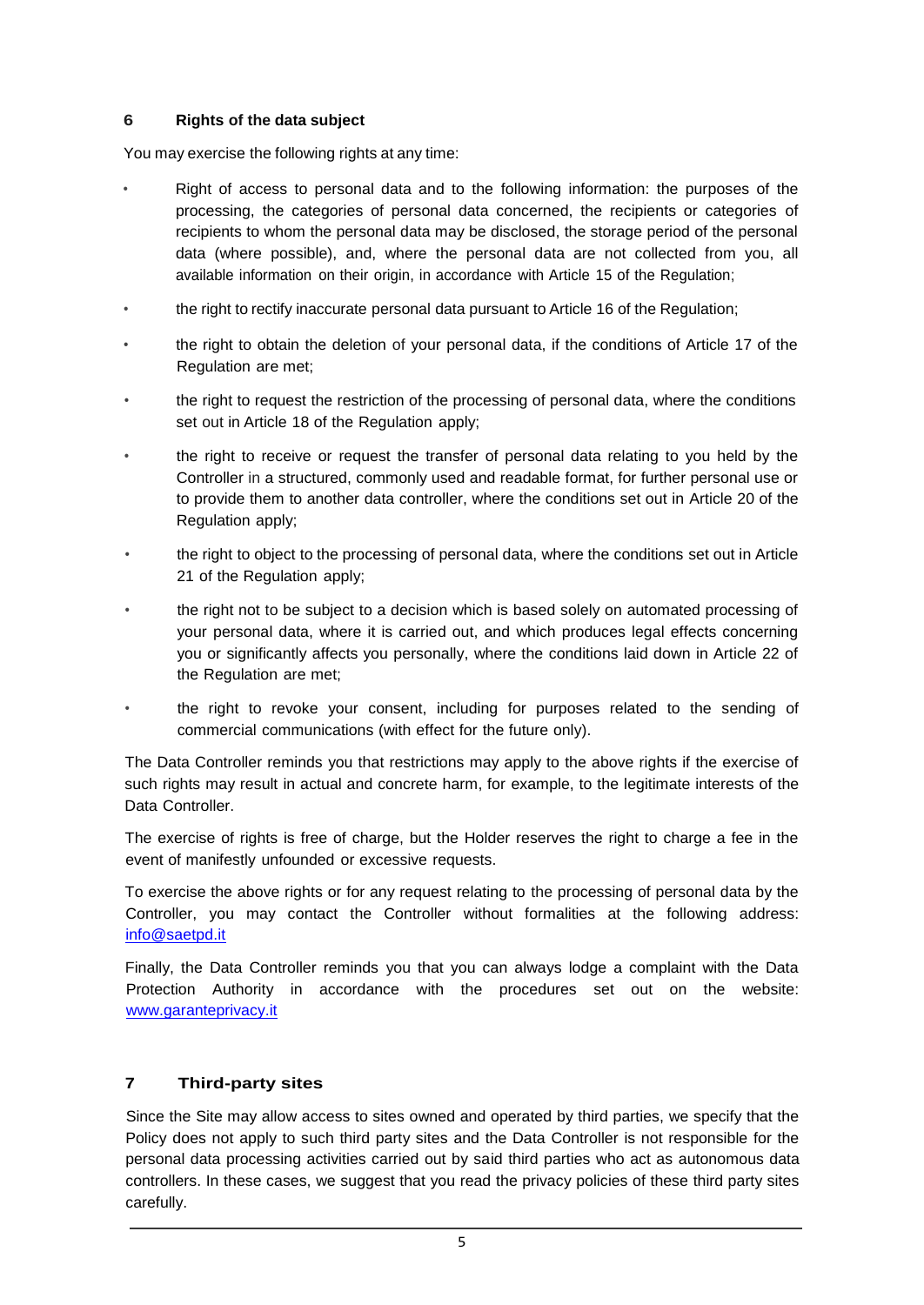## 6 Rights of the data subject

You may exercise the following rights at any time:

- Right of access to personal data and to the following information: the purposes of the processing, the categories of personal data concerned, the recipients or categories of recipients to whom the personal data may be disclosed, the storage period of the personal data (where possible), and, where the personal data are not collected from you, all available information on their origin, in accordance with Article 15 of the Regulation;
- the right to rectify inaccurate personal data pursuant to Article 16 of the Regulation;
- the right to obtain the deletion of your personal data, if the conditions of Article 17 of the Regulation are met;
- the right to request the restriction of the processing of personal data, where the conditions set out in Article 18 of the Regulation apply;
- the right to receive or request the transfer of personal data relating to you held by the Controller in a structured, commonly used and readable format, for further personal use or to provide them to another data controller, where the conditions set out in Article 20 of the Regulation apply;
- the right to object to the processing of personal data, where the conditions set out in Article 21 of the Regulation apply;
- the right not to be subject to a decision which is based solely on automated processing of your personal data, where it is carried out, and which produces legal effects concerning you or significantly affects you personally, where the conditions laid down in Article 22 of the Regulation are met;
- the right to revoke your consent, including for purposes related to the sending of commercial communications (with effect for the future only).

The Data Controller reminds you that restrictions may apply to the above rights if the exercise of such rights may result in actual and concrete harm, for example, to the legitimate interests of the Data Controller.

The exercise of rights is free of charge, but the Holder reserves the right to charge a fee in the event of manifestly unfounded or excessive requests.

To exercise the above rights or for any request relating to the processing of personal data by the Controller, you may contact the Controller without formalities at the following address: info@saetpd.it

Finally, the Data Controller reminds you that you can always lodge a complaint with the Data Protection Authority in accordance with the procedures set out on the website: www.garanteprivacy.it

## 7 Third-party sites

Since the Site may allow access to sites owned and operated by third parties, we specify that the Policy does not apply to such third party sites and the Data Controller is not responsible for the personal data processing activities carried out by said third parties who act as autonomous data controllers. In these cases, we suggest that you read the privacy policies of these third party sites carefully.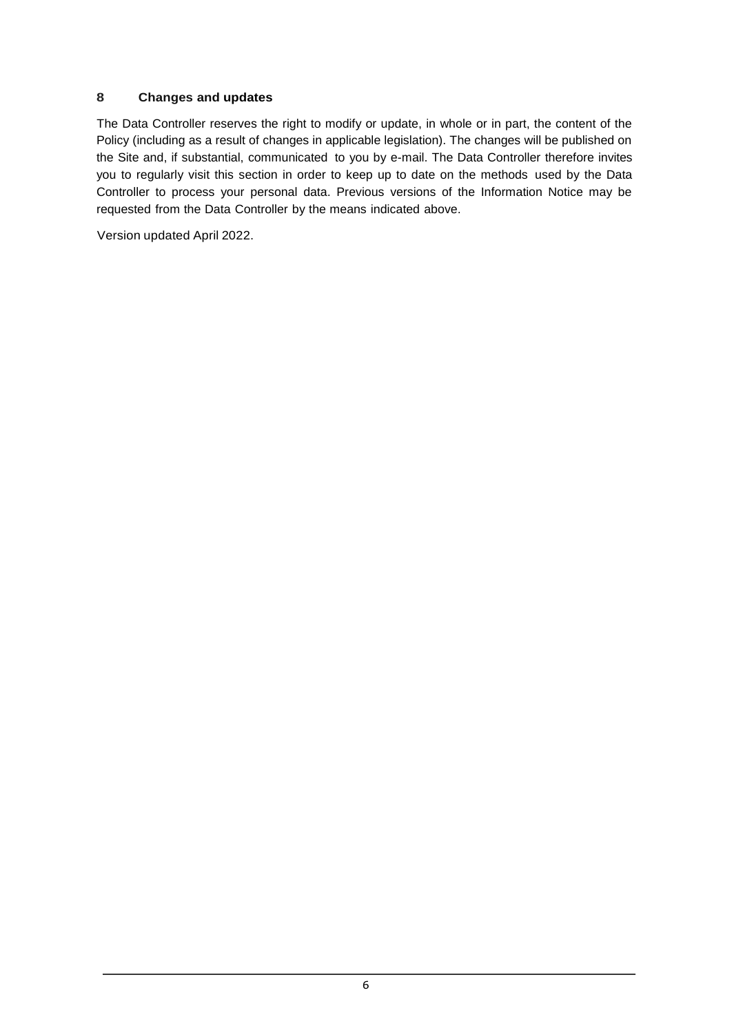## 8 Changes and updates

The Data Controller reserves the right to modify or update, in whole or in part, the content of the Policy (including as a result of changes in applicable legislation). The changes will be published on the Site and, if substantial, communicated to you by e-mail. The Data Controller therefore invites you to regularly visit this section in order to keep up to date on the methods used by the Data Controller to process your personal data. Previous versions of the Information Notice may be requested from the Data Controller by the means indicated above.

Version updated April 2022.